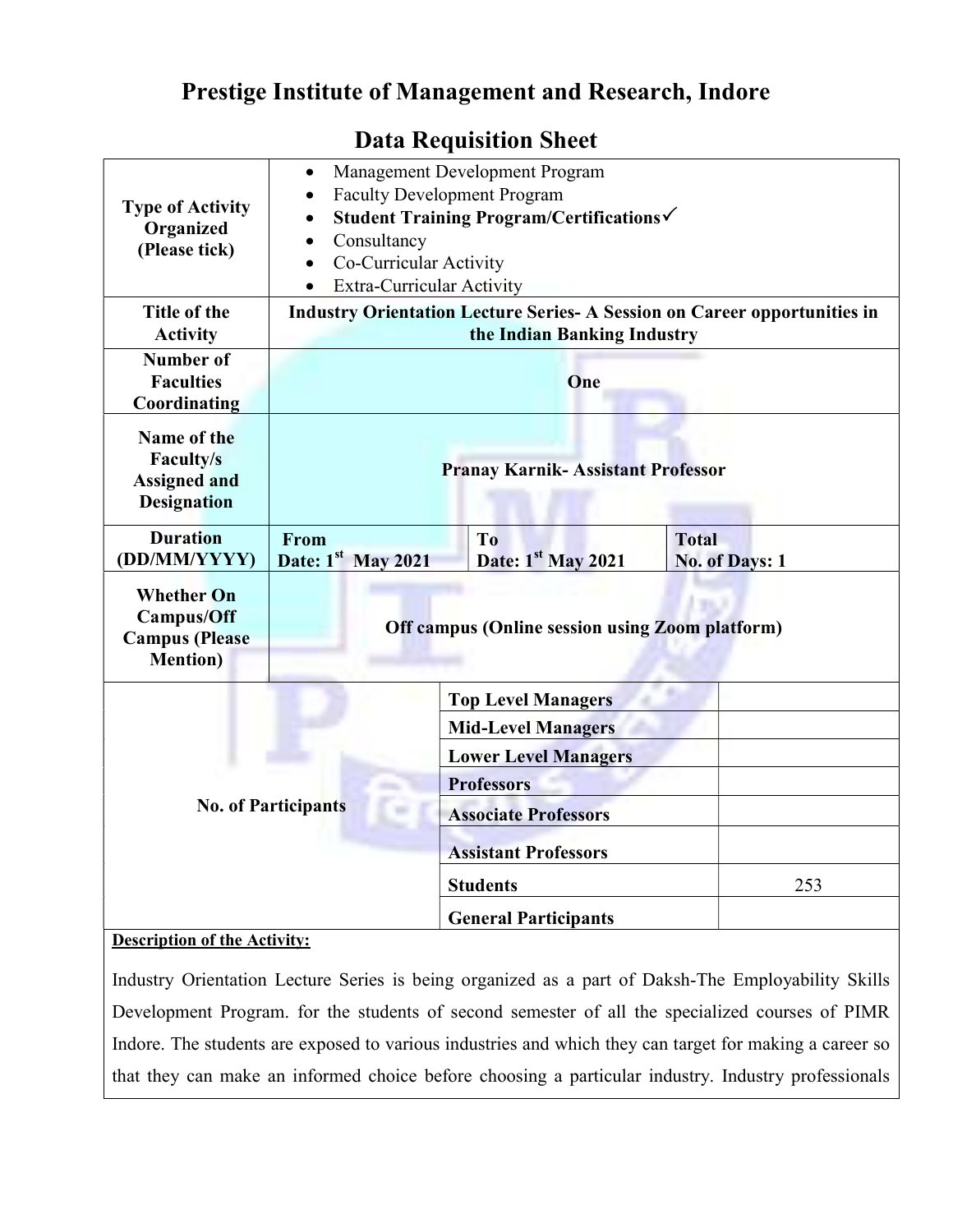# Prestige Institute of Management and Research, Indore

## Data Requisition Sheet

| Type of Activity Organized (Please tick) | • Management Development Program<br>• Faculty Development Program<br>• **Student Training Program/Certifications✓**<br>• Consultancy<br>• Co-Curricular Activity<br>• Extra-Curricular Activity | | |
|---|---|---|---|
| **Title of the Activity** | **Industry Orientation Lecture Series- A Session on Career opportunities in the Indian Banking Industry** | | |
| **Number of Faculties Coordinating** | **One** | | |
| **Name of the Faculty/s Assigned and Designation** | **Pranay Karnik- Assistant Professor** | | |
| **Duration (DD/MM/YYYY)** | **From Date: 1st May 2021** | **To Date: 1st May 2021** | **Total No. of Days: 1** |
| **Whether On Campus/Off Campus (Please Mention)** | **Off campus (Online session using Zoom platform)** | | |

| No. of Participants | | |
|---|---|---|
| | **Top Level Managers** | |
| | **Mid-Level Managers** | |
| | **Lower Level Managers** | |
| | **Professors** | |
| | **Associate Professors** | |
| | **Assistant Professors** | |
| | **Students** | 253 |
| | **General Participants** | |

**Description of the Activity:**

Industry Orientation Lecture Series is being organized as a part of Daksh-The Employability Skills Development Program. for the students of second semester of all the specialized courses of PIMR Indore. The students are exposed to various industries and which they can target for making a career so that they can make an informed choice before choosing a particular industry. Industry professionals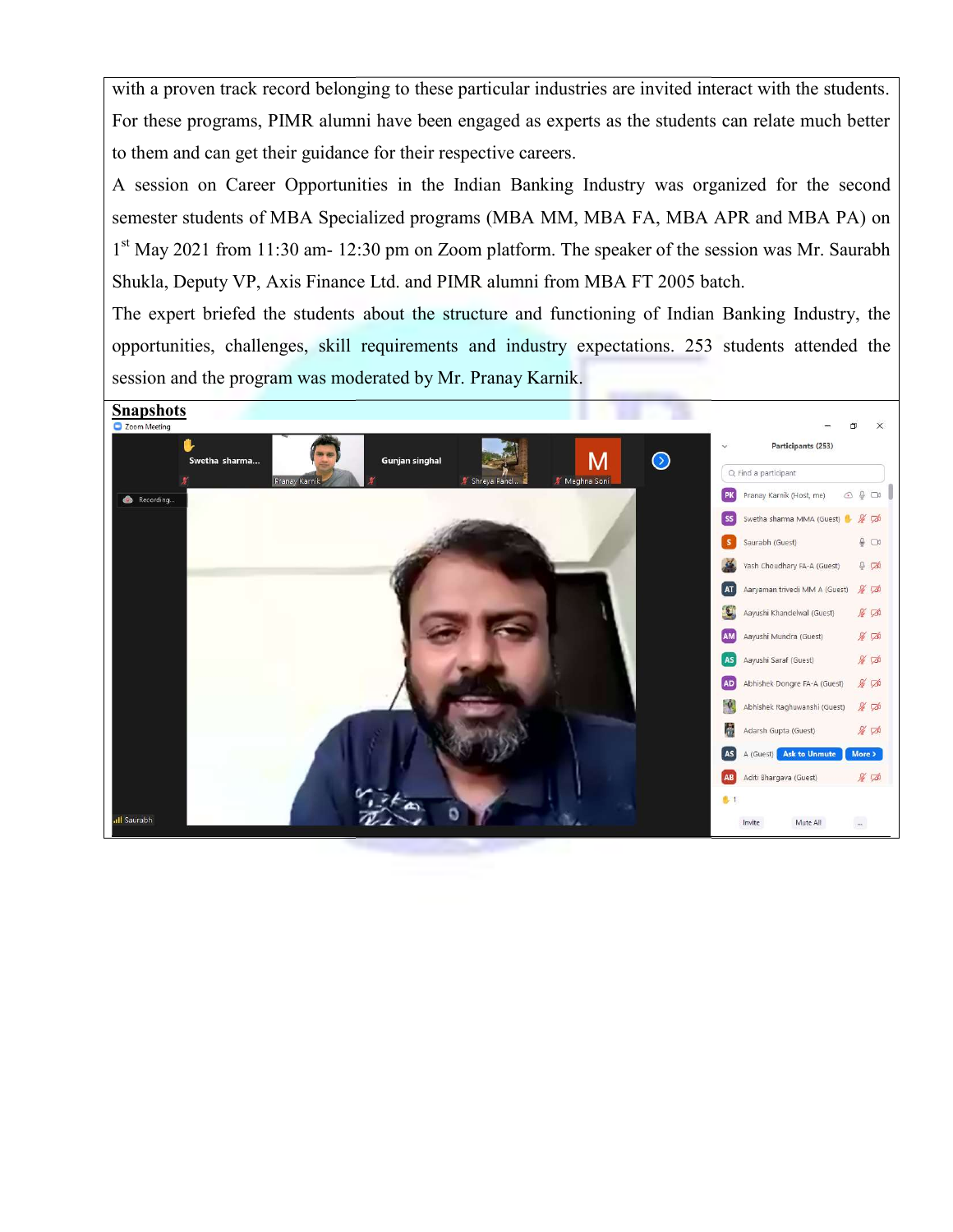with a proven track record belonging to these particular industries are invited interact with the students. For these programs, PIMR alumni have been engaged as experts as the students can relate much better to them and can get their guidance for their respective careers.

A session on Career Opportunities in the Indian Banking Industry was organized for the second semester students of MBA Specialized programs (MBA MM, MBA FA, MBA APR and MBA PA) on 1st May 2021 from 11:30 am- 12:30 pm on Zoom platform. The speaker of the session was Mr. Saurabh Shukla, Deputy VP, Axis Finance Ltd. and PIMR alumni from MBA FT 2005 batch.

The expert briefed the students about the structure and functioning of Indian Banking Industry, the opportunities, challenges, skill requirements and industry expectations. 253 students attended the session and the program was moderated by Mr. Pranay Karnik.

**Snapshots**